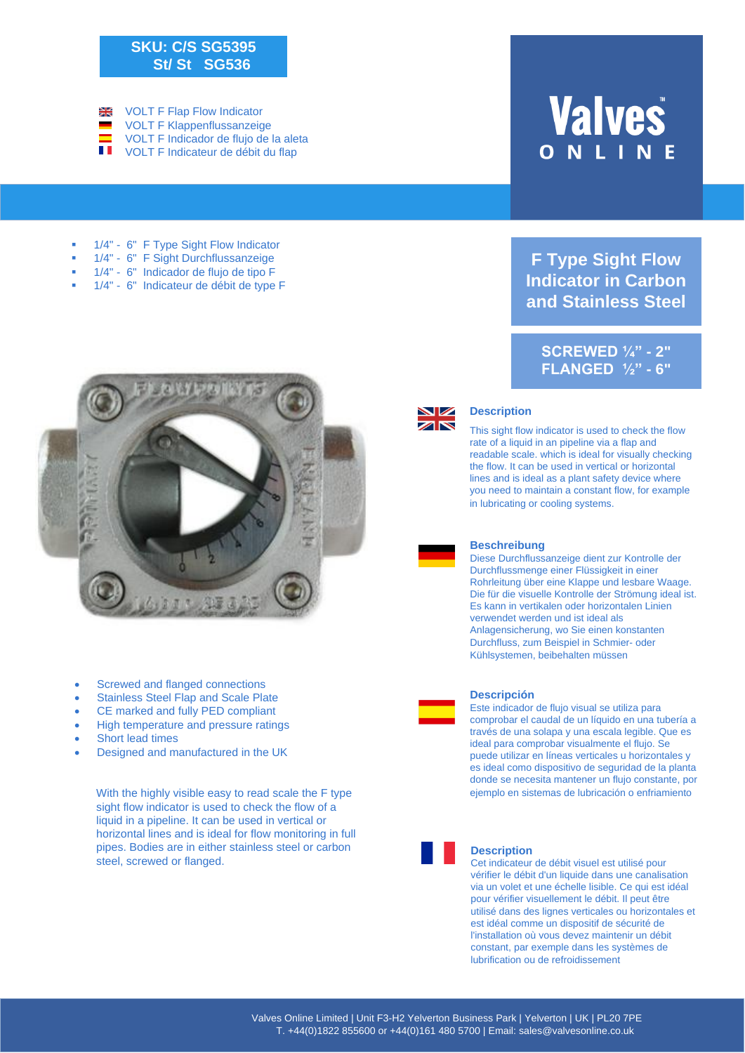**SKU: C/S SG5395**
**St/ St SG536**

- VOLT F Flap Flow Indicator
- VOLT F Klappenflussanzeige
- VOLT F Indicador de flujo de la aleta
- VOLT F Indicateur de débit du flap

**Valves ONLINE**

- 1/4" - 6" F Type Sight Flow Indicator
- 1/4" - 6" F Sight Durchflussanzeige
- 1/4" - 6" Indicador de flujo de tipo F
- 1/4" - 6" Indicateur de débit de type F

# F Type Sight Flow Indicator in Carbon and Stainless Steel

**SCREWED ¼" - 2"**
**FLANGED ½" - 6"**

## Description

This sight flow indicator is used to check the flow rate of a liquid in an pipeline via a flap and readable scale. which is ideal for visually checking the flow. It can be used in vertical or horizontal lines and is ideal as a plant safety device where you need to maintain a constant flow, for example in lubricating or cooling systems.

## Beschreibung

Diese Durchflussanzeige dient zur Kontrolle der Durchflussmenge einer Flüssigkeit in einer Rohrleitung über eine Klappe und lesbare Waage. Die für die visuelle Kontrolle der Strömung ideal ist. Es kann in vertikalen oder horizontalen Linien verwendet werden und ist ideal als Anlagensicherung, wo Sie einen konstanten Durchfluss, zum Beispiel in Schmier- oder Kühlsystemen, beibehalten müssen

## Descripción

Este indicador de flujo visual se utiliza para comprobar el caudal de un líquido en una tubería a través de una solapa y una escala legible. Que es ideal para comprobar visualmente el flujo. Se puede utilizar en líneas verticales u horizontales y es ideal como dispositivo de seguridad de la planta donde se necesita mantener un flujo constante, por ejemplo en sistemas de lubricación o enfriamiento

## Description

Cet indicateur de débit visuel est utilisé pour vérifier le débit d'un liquide dans une canalisation via un volet et une échelle lisible. Ce qui est idéal pour vérifier visuellement le débit. Il peut être utilisé dans des lignes verticales ou horizontales et est idéal comme un dispositif de sécurité de l'installation où vous devez maintenir un débit constant, par exemple dans les systèmes de lubrification ou de refroidissement

- Screwed and flanged connections
- Stainless Steel Flap and Scale Plate
- CE marked and fully PED compliant
- High temperature and pressure ratings
- Short lead times
- Designed and manufactured in the UK

With the highly visible easy to read scale the F type sight flow indicator is used to check the flow of a liquid in a pipeline. It can be used in vertical or horizontal lines and is ideal for flow monitoring in full pipes. Bodies are in either stainless steel or carbon steel, screwed or flanged.

Valves Online Limited | Unit F3-H2 Yelverton Business Park | Yelverton | UK | PL20 7PE
T. +44(0)1822 855600 or +44(0)161 480 5700 | Email: sales@valvesonline.co.uk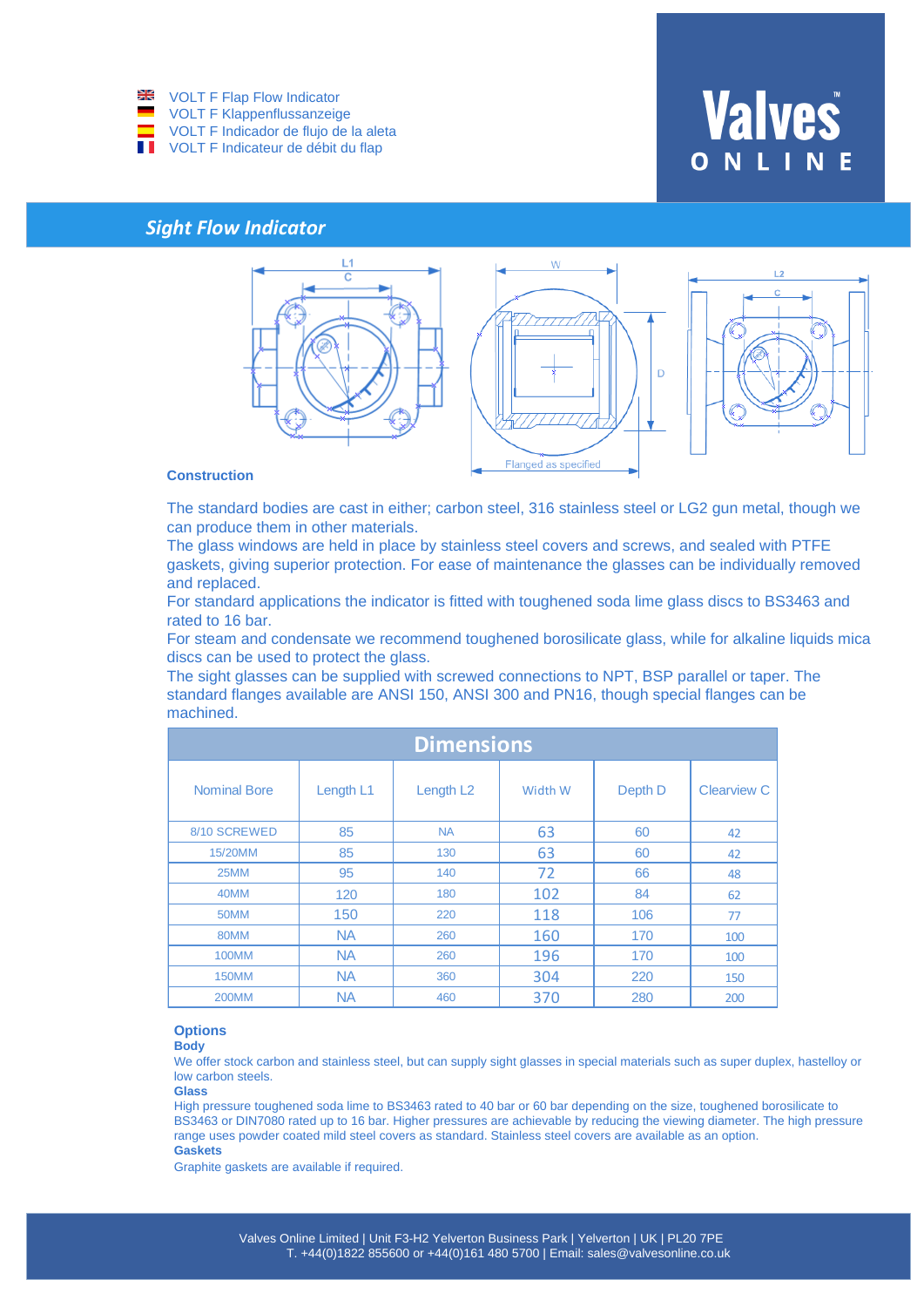VOLT F Flap Flow Indicator
VOLT F Klappenflussanzeige
VOLT F Indicador de flujo de la aleta
VOLT F Indicateur de débit du flap

## Sight Flow Indicator

### Construction

The standard bodies are cast in either; carbon steel, 316 stainless steel or LG2 gun metal, though we can produce them in other materials.
The glass windows are held in place by stainless steel covers and screws, and sealed with PTFE gaskets, giving superior protection. For ease of maintenance the glasses can be individually removed and replaced.
For standard applications the indicator is fitted with toughened soda lime glass discs to BS3463 and rated to 16 bar.
For steam and condensate we recommend toughened borosilicate glass, while for alkaline liquids mica discs can be used to protect the glass.
The sight glasses can be supplied with screwed connections to NPT, BSP parallel or taper. The standard flanges available are ANSI 150, ANSI 300 and PN16, though special flanges can be machined.

| Dimensions | | | | | |
|---|---|---|---|---|---|
| Nominal Bore | Length L1 | Length L2 | Width W | Depth D | Clearview C |
| 8/10 SCREWED | 85 | NA | 63 | 60 | 42 |
| 15/20MM | 85 | 130 | 63 | 60 | 42 |
| 25MM | 95 | 140 | 72 | 66 | 48 |
| 40MM | 120 | 180 | 102 | 84 | 62 |
| 50MM | 150 | 220 | 118 | 106 | 77 |
| 80MM | NA | 260 | 160 | 170 | 100 |
| 100MM | NA | 260 | 196 | 170 | 100 |
| 150MM | NA | 360 | 304 | 220 | 150 |
| 200MM | NA | 460 | 370 | 280 | 200 |

### Options

**Body**

We offer stock carbon and stainless steel, but can supply sight glasses in special materials such as super duplex, hastelloy or low carbon steels.

**Glass**

High pressure toughened soda lime to BS3463 rated to 40 bar or 60 bar depending on the size, toughened borosilicate to BS3463 or DIN7080 rated up to 16 bar. Higher pressures are achievable by reducing the viewing diameter. The high pressure range uses powder coated mild steel covers as standard. Stainless steel covers are available as an option.

**Gaskets**

Graphite gaskets are available if required.

Valves Online Limited | Unit F3-H2 Yelverton Business Park | Yelverton | UK | PL20 7PE
T. +44(0)1822 855600 or +44(0)161 480 5700 | Email: sales@valvesonline.co.uk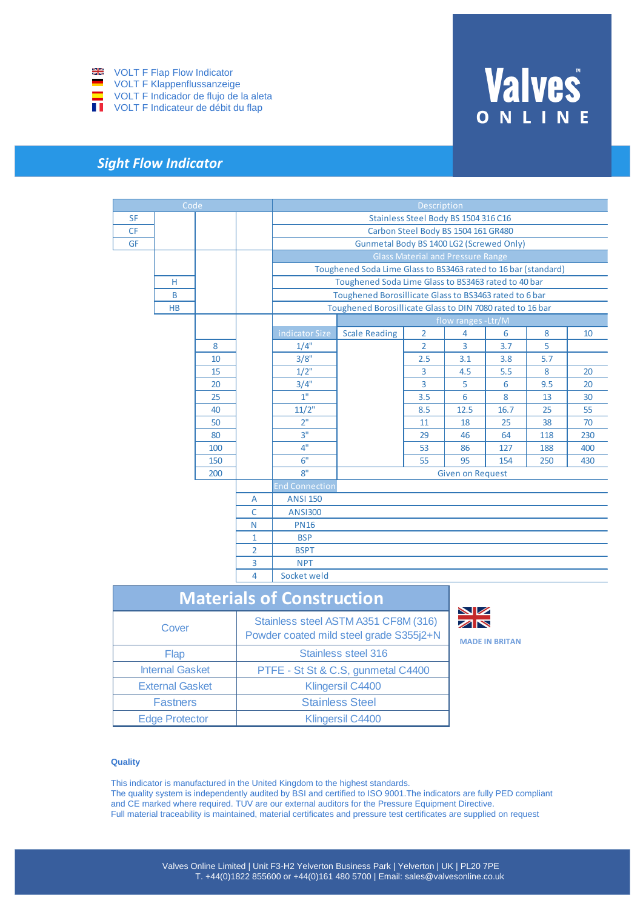VOLT F Flap Flow Indicator
VOLT F Klappenflussanzeige
VOLT F Indicador de flujo de la aleta
VOLT F Indicateur de débit du flap

Valves™ ONLINE

## Sight Flow Indicator

| Code | | | | Description | | | | | | |
|---|---|---|---|---|---|---|---|---|---|---|
| SF | | | | Stainless Steel Body BS 1504 316 C16 | | | | | | |
| CF | | | | Carbon Steel Body BS 1504 161 GR480 | | | | | | |
| GF | | | | Gunmetal Body BS 1400 LG2 (Screwed Only) | | | | | | |
| | | | | Glass Material and Pressure Range | | | | | | |
| | | | | Toughened Soda Lime Glass to BS3463 rated to 16 bar (standard) | | | | | | |
| | H | | | Toughened Soda Lime Glass to BS3463 rated to 40 bar | | | | | | |
| | B | | | Toughened Borosillicate Glass to BS3463 rated to 6 bar | | | | | | |
| | HB | | | Toughened Borosillicate Glass to DIN 7080 rated to 16 bar | | | | | | |
| | | | | | flow ranges -Ltr/M | | | | | |
| | | | | indicator Size | Scale Reading | 2 | 4 | 6 | 8 | 10 |
| | | 8 | | 1/4" | | 2 | 3 | 3.7 | 5 | |
| | | 10 | | 3/8" | | 2.5 | 3.1 | 3.8 | 5.7 | |
| | | 15 | | 1/2" | | 3 | 4.5 | 5.5 | 8 | 20 |
| | | 20 | | 3/4" | | 3 | 5 | 6 | 9.5 | 20 |
| | | 25 | | 1" | | 3.5 | 6 | 8 | 13 | 30 |
| | | 40 | | 11/2" | | 8.5 | 12.5 | 16.7 | 25 | 55 |
| | | 50 | | 2" | | 11 | 18 | 25 | 38 | 70 |
| | | 80 | | 3" | | 29 | 46 | 64 | 118 | 230 |
| | | 100 | | 4" | | 53 | 86 | 127 | 188 | 400 |
| | | 150 | | 6" | | 55 | 95 | 154 | 250 | 430 |
| | | 200 | | 8" | Given on Request | | | | | |
| | | | | End Connection | | | | | | |
| | | | A | ANSI 150 | | | | | | |
| | | | C | ANSI300 | | | | | | |
| | | | N | PN16 | | | | | | |
| | | | 1 | BSP | | | | | | |
| | | | 2 | BSPT | | | | | | |
| | | | 3 | NPT | | | | | | |
| | | | 4 | Socket weld | | | | | | |

## Materials of Construction

| Materials of Construction | |
|---|---|
| Cover | Stainless steel ASTM A351 CF8M (316)<br>Powder coated mild steel grade S355j2+N |
| Flap | Stainless steel 316 |
| Internal Gasket | PTFE - St St & C.S, gunmetal C4400 |
| External Gasket | Klingersil C4400 |
| Fastners | Stainless Steel |
| Edge Protector | Klingersil C4400 |

MADE IN BRITAN

**Quality**

This indicator is manufactured in the United Kingdom to the highest standards.
The quality system is independently audited by BSI and certified to ISO 9001.The indicators are fully PED compliant and CE marked where required. TUV are our external auditors for the Pressure Equipment Directive.
Full material traceability is maintained, material certificates and pressure test certificates are supplied on request

Valves Online Limited | Unit F3-H2 Yelverton Business Park | Yelverton | UK | PL20 7PE
T. +44(0)1822 855600 or +44(0)161 480 5700 | Email: sales@valvesonline.co.uk